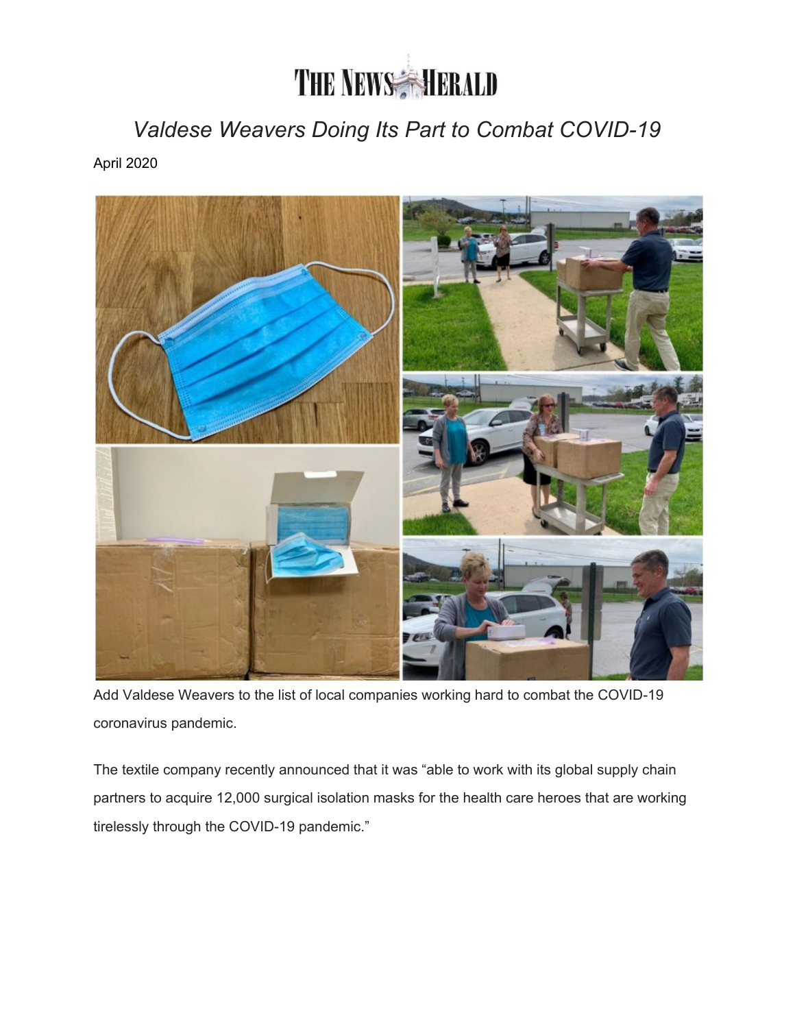# THE NEWS HERALD

## *Valdese Weavers Doing Its Part to Combat COVID-19*

April 2020

Add Valdese Weavers to the list of local companies working hard to combat the COVID-19 coronavirus pandemic.

The textile company recently announced that it was "able to work with its global supply chain partners to acquire 12,000 surgical isolation masks for the health care heroes that are working tirelessly through the COVID-19 pandemic."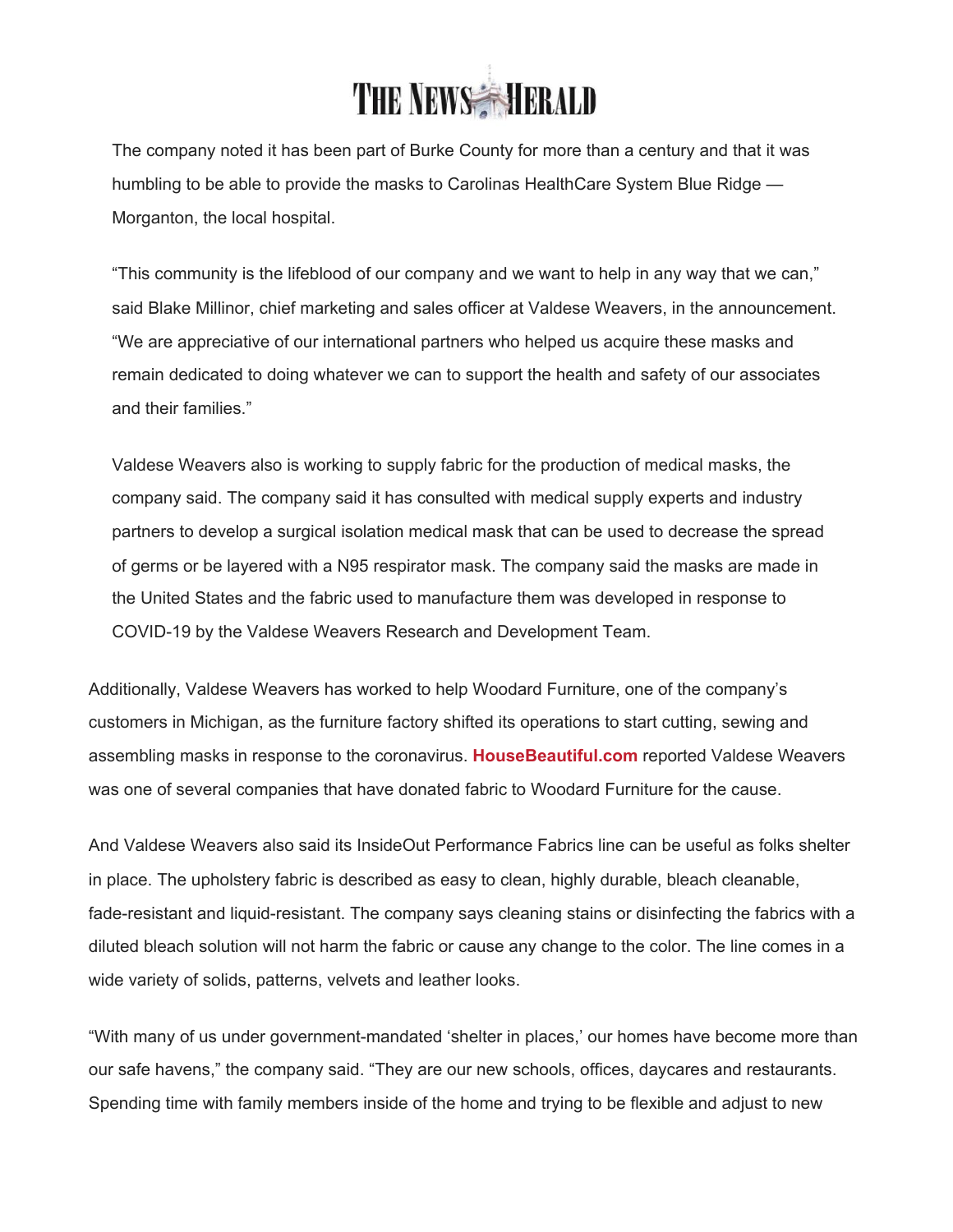The company noted it has been part of Burke County for more than a century and that it was humbling to be able to provide the masks to Carolinas HealthCare System Blue Ridge — Morganton, the local hospital.

"This community is the lifeblood of our company and we want to help in any way that we can," said Blake Millinor, chief marketing and sales officer at Valdese Weavers, in the announcement. "We are appreciative of our international partners who helped us acquire these masks and remain dedicated to doing whatever we can to support the health and safety of our associates and their families."

Valdese Weavers also is working to supply fabric for the production of medical masks, the company said. The company said it has consulted with medical supply experts and industry partners to develop a surgical isolation medical mask that can be used to decrease the spread of germs or be layered with a N95 respirator mask. The company said the masks are made in the United States and the fabric used to manufacture them was developed in response to COVID-19 by the Valdese Weavers Research and Development Team.

Additionally, Valdese Weavers has worked to help Woodard Furniture, one of the company's customers in Michigan, as the furniture factory shifted its operations to start cutting, sewing and assembling masks in response to the coronavirus. **HouseBeautiful.com** reported Valdese Weavers was one of several companies that have donated fabric to Woodard Furniture for the cause.

And Valdese Weavers also said its InsideOut Performance Fabrics line can be useful as folks shelter in place. The upholstery fabric is described as easy to clean, highly durable, bleach cleanable, fade-resistant and liquid-resistant. The company says cleaning stains or disinfecting the fabrics with a diluted bleach solution will not harm the fabric or cause any change to the color. The line comes in a wide variety of solids, patterns, velvets and leather looks.

"With many of us under government-mandated 'shelter in places,' our homes have become more than our safe havens," the company said. "They are our new schools, offices, daycares and restaurants. Spending time with family members inside of the home and trying to be flexible and adjust to new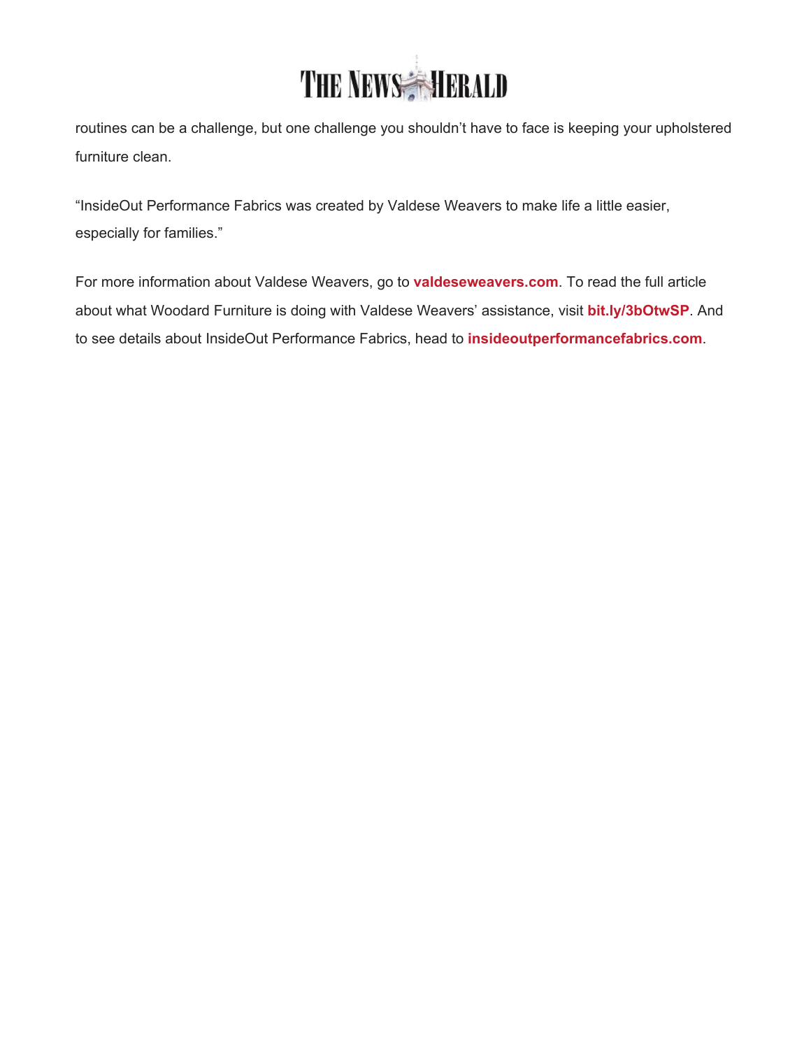routines can be a challenge, but one challenge you shouldn't have to face is keeping your upholstered furniture clean.

"InsideOut Performance Fabrics was created by Valdese Weavers to make life a little easier, especially for families."

For more information about Valdese Weavers, go to **valdeseweavers.com**. To read the full article about what Woodard Furniture is doing with Valdese Weavers' assistance, visit **bit.ly/3bOtwSP**. And to see details about InsideOut Performance Fabrics, head to **insideoutperformancefabrics.com**.